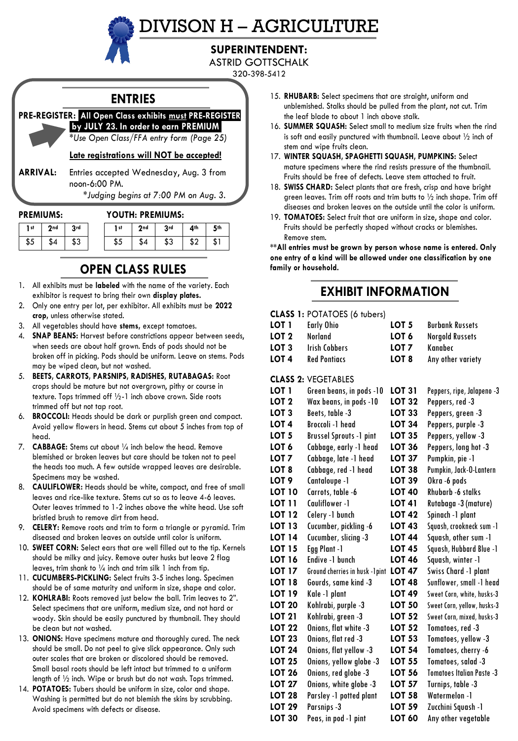# DIVISON H – AGRICULTURE

**SUPERINTENDENT:**
ASTRID GOTTSCHALK
320-398-5412

## ENTRIES

**PRE-REGISTER:** **All Open Class exhibits must PRE-REGISTER by JULY 23. In order to earn PREMIUM**
*Use Open Class/FFA entry form (Page 25)

**Late registrations will NOT be accepted!**

**ARRIVAL:** Entries accepted Wednesday, Aug. 3 from noon-6:00 PM.
*Judging begins at 7:00 PM on Aug. 3.

**PREMIUMS:**

| 1st | 2nd | 3rd |
|---|---|---|
| $5 | $4 | $3 |

**YOUTH: PREMIUMS:**

| 1st | 2nd | 3rd | 4th | 5th |
|---|---|---|---|---|
| $5 | $4 | $3 | $2 | $1 |

## OPEN CLASS RULES

1. All exhibits must be **labeled** with the name of the variety. Each exhibitor is request to bring their own **display plates.**
2. Only one entry per lot, per exhibitor. All exhibits must be **2022 crop,** unless otherwise stated.
3. All vegetables should have **stems,** except tomatoes.
4. **SNAP BEANS:** Harvest before constrictions appear between seeds, when seeds are about half grown. Ends of pods should not be broken off in picking. Pods should be uniform. Leave on stems. Pods may be wiped clean, but not washed.
5. **BEETS, CARROTS, PARSNIPS, RADISHES, RUTABAGAS:** Root crops should be mature but not overgrown, pithy or course in texture. Tops trimmed off ½-1 inch above crown. Side roots trimmed off but not tap root.
6. **BROCCOLI:** Heads should be dark or purplish green and compact. Avoid yellow flowers in head. Stems cut about 5 inches from top of head.
7. **CABBAGE:** Stems cut about ¼ inch below the head. Remove blemished or broken leaves but care should be taken not to peel the heads too much. A few outside wrapped leaves are desirable. Specimens may be washed.
8. **CAULIFLOWER:** Heads should be white, compact, and free of small leaves and rice-like texture. Stems cut so as to leave 4-6 leaves. Outer leaves trimmed to 1-2 inches above the white head. Use soft bristled brush to remove dirt from head.
9. **CELERY:** Remove roots and trim to form a triangle or pyramid. Trim diseased and broken leaves on outside until color is uniform.
10. **SWEET CORN:** Select ears that are well filled out to the tip. Kernels should be milky and juicy. Remove outer husks but leave 2 flag leaves, trim shank to ¼ inch and trim silk 1 inch from tip.
11. **CUCUMBERS-PICKLING:** Select fruits 3-5 inches long. Specimen should be of same maturity and uniform in size, shape and color.
12. **KOHLRABI:** Roots removed just below the ball. Trim leaves to 2". Select specimens that are uniform, medium size, and not hard or woody. Skin should be easily punctured by thumbnail. They should be clean but not washed.
13. **ONIONS:** Have specimens mature and thoroughly cured. The neck should be small. Do not peel to give slick appearance. Only such outer scales that are broken or discolored should be removed. Small basal roots should be left intact but trimmed to a uniform length of ½ inch. Wipe or brush but do not wash. Tops trimmed.
14. **POTATOES:** Tubers should be uniform in size, color and shape. Washing is permitted but do not blemish the skins by scrubbing. Avoid specimens with defects or disease.
15. **RHUBARB:** Select specimens that are straight, uniform and unblemished. Stalks should be pulled from the plant, not cut. Trim the leaf blade to about 1 inch above stalk.
16. **SUMMER SQUASH:** Select small to medium size fruits when the rind is soft and easily punctured with thumbnail. Leave about ½ inch of stem and wipe fruits clean.
17. **WINTER SQUASH, SPAGHETTI SQUASH, PUMPKINS:** Select mature specimens where the rind resists pressure of the thumbnail. Fruits should be free of defects. Leave stem attached to fruit.
18. **SWISS CHARD:** Select plants that are fresh, crisp and have bright green leaves. Trim off roots and trim butts to ½ inch shape. Trim off diseases and broken leaves on the outside until the color is uniform.
19. **TOMATOES:** Select fruit that are uniform in size, shape and color. Fruits should be perfectly shaped without cracks or blemishes. Remove stem.

****All entries must be grown by person whose name is entered. Only one entry of a kind will be allowed under one classification by one family or household.**

## EXHIBIT INFORMATION

**CLASS 1:** POTATOES (6 tubers)

| Lot | Variety | Lot | Variety |
|---|---|---|---|
| **LOT 1** | Early Ohio | **LOT 5** | Burbank Russets |
| **LOT 2** | Norland | **LOT 6** | Norgold Russets |
| **LOT 3** | Irish Cobbers | **LOT 7** | Kanabec |
| **LOT 4** | Red Pontiacs | **LOT 8** | Any other variety |

**CLASS 2:** VEGETABLES

| Lot | Vegetable | Lot | Vegetable |
|---|---|---|---|
| **LOT 1** | Green beans, in pods -10 | **LOT 31** | Peppers, ripe, Jalapeno -3 |
| **LOT 2** | Wax beans, in pods -10 | **LOT 32** | Peppers, red -3 |
| **LOT 3** | Beets, table -3 | **LOT 33** | Peppers, green -3 |
| **LOT 4** | Broccoli -1 head | **LOT 34** | Peppers, purple -3 |
| **LOT 5** | Brussel Sprouts -1 pint | **LOT 35** | Peppers, yellow -3 |
| **LOT 6** | Cabbage, early -1 head | **LOT 36** | Peppers, long hot -3 |
| **LOT 7** | Cabbage, late -1 head | **LOT 37** | Pumpkin, pie -1 |
| **LOT 8** | Cabbage, red -1 head | **LOT 38** | Pumpkin, Jack-O-Lantern |
| **LOT 9** | Cantaloupe -1 | **LOT 39** | Okra -6 pods |
| **LOT 10** | Carrots, table -6 | **LOT 40** | Rhubarb -6 stalks |
| **LOT 11** | Cauliflower -1 | **LOT 41** | Rutabaga -3 (mature) |
| **LOT 12** | Celery -1 bunch | **LOT 42** | Spinach -1 plant |
| **LOT 13** | Cucumber, pickling -6 | **LOT 43** | Squash, crookneck sum -1 |
| **LOT 14** | Cucumber, slicing -3 | **LOT 44** | Squash, other sum -1 |
| **LOT 15** | Egg Plant -1 | **LOT 45** | Squash, Hubbard Blue -1 |
| **LOT 16** | Endive -1 bunch | **LOT 46** | Squash, winter -1 |
| **LOT 17** | Ground cherries in husk -1pint | **LOT 47** | Swiss Chard -1 plant |
| **LOT 18** | Gourds, same kind -3 | **LOT 48** | Sunflower, small -1 head |
| **LOT 19** | Kale -1 plant | **LOT 49** | Sweet Corn, white, husks-3 |
| **LOT 20** | Kohlrabi, purple -3 | **LOT 50** | Sweet Corn, yellow, husks-3 |
| **LOT 21** | Kohlrabi, green -3 | **LOT 52** | Sweet Corn, mixed, husks-3 |
| **LOT 22** | Onions, flat white -3 | **LOT 52** | Tomatoes, red -3 |
| **LOT 23** | Onions, flat red -3 | **LOT 53** | Tomatoes, yellow -3 |
| **LOT 24** | Onions, flat yellow -3 | **LOT 54** | Tomatoes, cherry -6 |
| **LOT 25** | Onions, yellow globe -3 | **LOT 55** | Tomatoes, salad -3 |
| **LOT 26** | Onions, red globe -3 | **LOT 56** | Tomatoes Italian Paste -3 |
| **LOT 27** | Onions, white globe -3 | **LOT 57** | Turnips, table -3 |
| **LOT 28** | Parsley -1 potted plant | **LOT 58** | Watermelon -1 |
| **LOT 29** | Parsnips -3 | **LOT 59** | Zucchini Squash -1 |
| **LOT 30** | Peas, in pod -1 pint | **LOT 60** | Any other vegetable |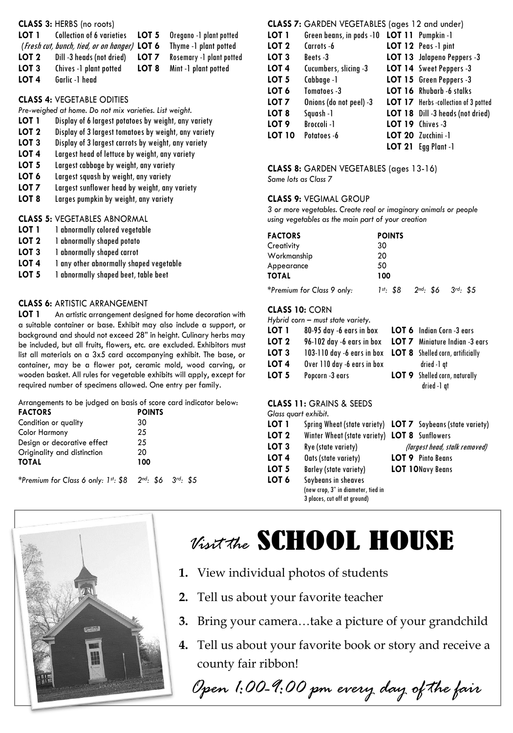**CLASS 3:** HERBS (no roots)

**LOT 1** Collection of 6 varieties
(*Fresh cut, bunch, tied, or on hanger*)
**LOT 2** Dill -3 heads (not dried)
**LOT 3** Chives -1 plant potted
**LOT 4** Garlic -1 head
**LOT 5** Oregano -1 plant potted
**LOT 6** Thyme -1 plant potted
**LOT 7** Rosemary -1 plant potted
**LOT 8** Mint -1 plant potted

**CLASS 4:** VEGETABLE ODITIES

*Pre-weighed at home. Do not mix varieties. List weight.*

**LOT 1** Display of 6 largest potatoes by weight, any variety
**LOT 2** Display of 3 largest tomatoes by weight, any variety
**LOT 3** Display of 3 largest carrots by weight, any variety
**LOT 4** Largest head of lettuce by weight, any variety
**LOT 5** Largest cabbage by weight, any variety
**LOT 6** Largest squash by weight, any variety
**LOT 7** Largest sunflower head by weight, any variety
**LOT 8** Larges pumpkin by weight, any variety

**CLASS 5:** VEGETABLES ABNORMAL

**LOT 1** 1 abnormally colored vegetable
**LOT 2** 1 abnormally shaped potato
**LOT 3** 1 abnormally shaped carrot
**LOT 4** 1 any other abnormally shaped vegetable
**LOT 5** 1 abnormally shaped beet, table beet

**CLASS 6:** ARTISTIC ARRANGEMENT

**LOT 1** An artistic arrangement designed for home decoration with a suitable container or base. Exhibit may also include a support, or background and should not exceed 28" in height. Culinary herbs may be included, but all fruits, flowers, etc. are excluded. Exhibitors must list all materials on a 3x5 card accompanying exhibit. The base, or container, may be a flower pot, ceramic mold, wood carving, or wooden basket. All rules for vegetable exhibits will apply, except for required number of specimens allowed. One entry per family.

Arrangements to be judged on basis of score card indicator below:

| FACTORS | POINTS |
|---|---|
| Condition or quality | 30 |
| Color Harmony | 25 |
| Design or decorative effect | 25 |
| Originality and distinction | 20 |
| **TOTAL** | **100** |

*\*Premium for Class 6 only: 1st: $8 2nd: $6 3rd: $5*

**CLASS 7:** GARDEN VEGETABLES (ages 12 and under)

**LOT 1** Green beans, in pods -10
**LOT 2** Carrots -6
**LOT 3** Beets -3
**LOT 4** Cucumbers, slicing -3
**LOT 5** Cabbage -1
**LOT 6** Tomatoes -3
**LOT 7** Onions (do not peel) -3
**LOT 8** Squash -1
**LOT 9** Broccoli -1
**LOT 10** Potatoes -6
**LOT 11** Pumpkin -1
**LOT 12** Peas -1 pint
**LOT 13** Jalapeno Peppers -3
**LOT 14** Sweet Peppers -3
**LOT 15** Green Peppers -3
**LOT 16** Rhubarb -6 stalks
**LOT 17** Herbs -collection of 3 potted
**LOT 18** Dill -3 heads (not dried)
**LOT 19** Chives -3
**LOT 20** Zucchini -1
**LOT 21** Egg Plant -1

**CLASS 8:** GARDEN VEGETABLES (ages 13-16)

*Same lots as Class 7*

**CLASS 9:** VEGIMAL GROUP

*3 or more vegetables. Create real or imaginary animals or people using vegetables as the main part of your creation*

| FACTORS | POINTS |
|---|---|
| Creativity | 30 |
| Workmanship | 20 |
| Appearance | 50 |
| **TOTAL** | **100** |

*\*Premium for Class 9 only: 1st: $8 2nd: $6 3rd: $5*

**CLASS 10:** CORN

*Hybrid corn – must state variety.*

**LOT 1** 80-95 day -6 ears in box
**LOT 2** 96-102 day -6 ears in box
**LOT 3** 103-110 day -6 ears in box
**LOT 4** Over 110 day -6 ears in box
**LOT 5** Popcorn -3 ears
**LOT 6** Indian Corn -3 ears
**LOT 7** Miniature Indian -3 ears
**LOT 8** Shelled corn, artificially dried -1 qt
**LOT 9** Shelled corn, naturally dried -1 qt

**CLASS 11:** GRAINS & SEEDS

*Glass quart exhibit.*

**LOT 1** Spring Wheat (state variety)
**LOT 2** Winter Wheat (state variety)
**LOT 3** Rye (state variety)
**LOT 4** Oats (state variety)
**LOT 5** Barley (state variety)
**LOT 6** Soybeans in sheaves (new crop, 3" in diameter, tied in 3 places, cut off at ground)
**LOT 7** Soybeans (state variety)
**LOT 8** Sunflowers (*largest head, stalk removed*)
**LOT 9** Pinto Beans
**LOT 10** Navy Beans

# *Visit the* SCHOOL HOUSE

1. View individual photos of students
2. Tell us about your favorite teacher
3. Bring your camera…take a picture of your grandchild
4. Tell us about your favorite book or story and receive a county fair ribbon!

*Open 1:00-9:00 pm every day of the fair*